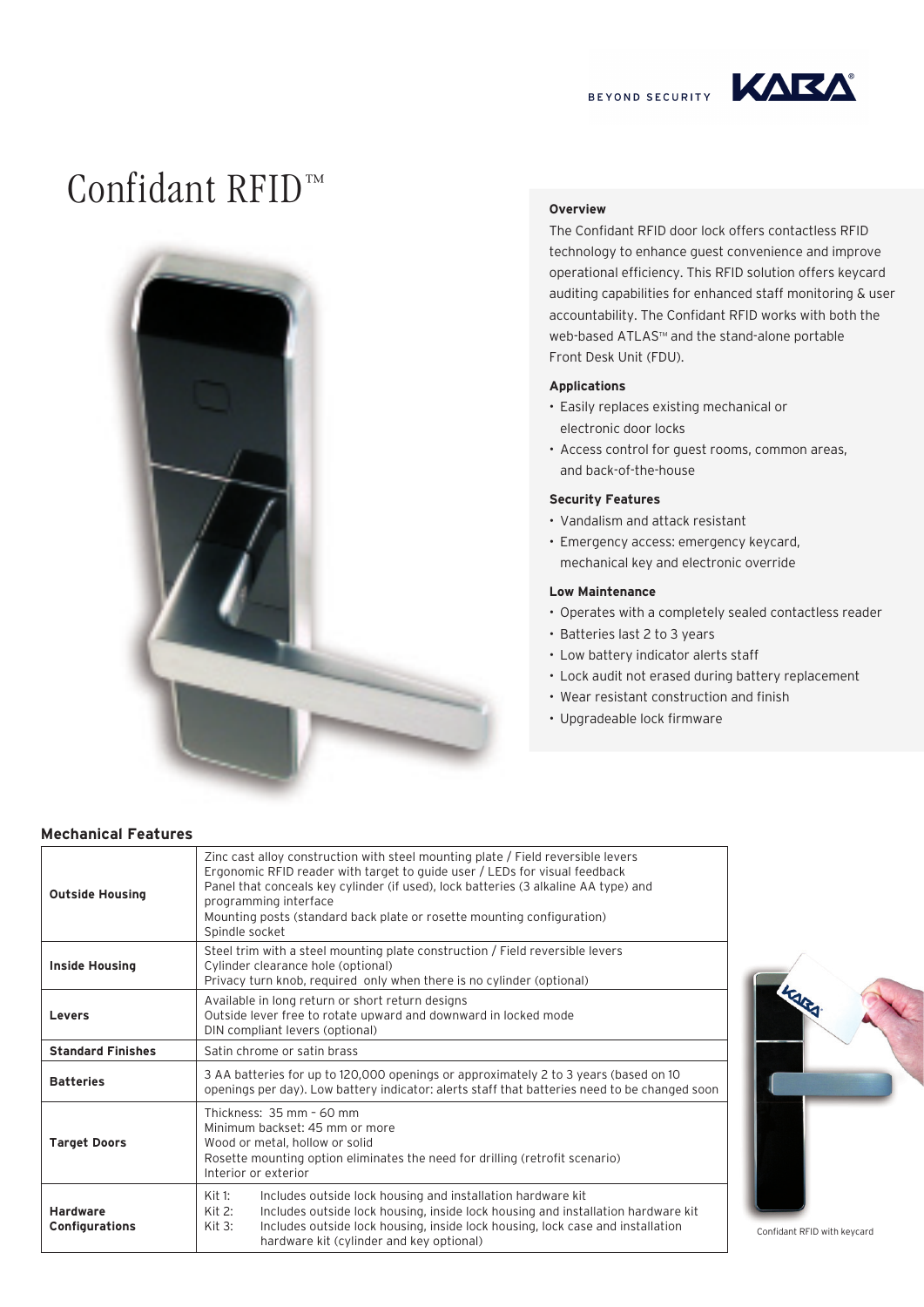BEYOND SECURITY KABA

# Confidant RFID™

### Overview

The Confidant RFID door lock offers contactless RFID technology to enhance guest convenience and improve operational efficiency. This RFID solution offers keycard auditing capabilities for enhanced staff monitoring & user accountability. The Confidant RFID works with both the web-based ATLAS™ and the stand-alone portable Front Desk Unit (FDU).

### Applications

- Easily replaces existing mechanical or electronic door locks
- Access control for guest rooms, common areas, and back-of-the-house

### Security Features

- Vandalism and attack resistant
- Emergency access: emergency keycard, mechanical key and electronic override

### Low Maintenance

- Operates with a completely sealed contactless reader
- Batteries last 2 to 3 years
- Low battery indicator alerts staff
- Lock audit not erased during battery replacement
- Wear resistant construction and finish
- Upgradeable lock firmware

## Mechanical Features

| | |
|---|---|
| **Outside Housing** | Zinc cast alloy construction with steel mounting plate / Field reversible levers<br>Ergonomic RFID reader with target to guide user / LEDs for visual feedback<br>Panel that conceals key cylinder (if used), lock batteries (3 alkaline AA type) and programming interface<br>Mounting posts (standard back plate or rosette mounting configuration)<br>Spindle socket |
| **Inside Housing** | Steel trim with a steel mounting plate construction / Field reversible levers<br>Cylinder clearance hole (optional)<br>Privacy turn knob, required only when there is no cylinder (optional) |
| **Levers** | Available in long return or short return designs<br>Outside lever free to rotate upward and downward in locked mode<br>DIN compliant levers (optional) |
| **Standard Finishes** | Satin chrome or satin brass |
| **Batteries** | 3 AA batteries for up to 120,000 openings or approximately 2 to 3 years (based on 10 openings per day). Low battery indicator: alerts staff that batteries need to be changed soon |
| **Target Doors** | Thickness: 35 mm – 60 mm<br>Minimum backset: 45 mm or more<br>Wood or metal, hollow or solid<br>Rosette mounting option eliminates the need for drilling (retrofit scenario)<br>Interior or exterior |
| **Hardware Configurations** | Kit 1: Includes outside lock housing and installation hardware kit<br>Kit 2: Includes outside lock housing, inside lock housing and installation hardware kit<br>Kit 3: Includes outside lock housing, inside lock housing, lock case and installation hardware kit (cylinder and key optional) |

Confidant RFID with keycard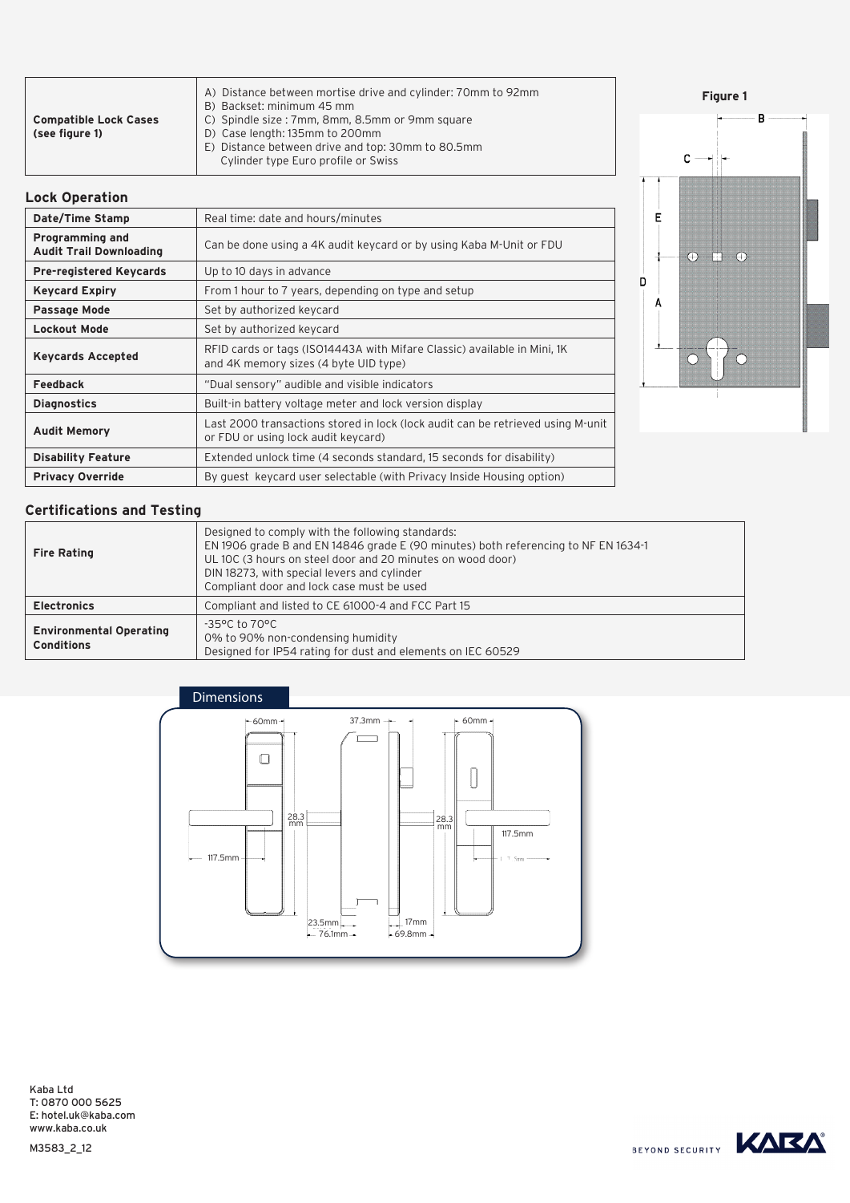| | |
|---|---|
| **Compatible Lock Cases (see figure 1)** | A) Distance between mortise drive and cylinder: 70mm to 92mm<br>B) Backset: minimum 45 mm<br>C) Spindle size : 7mm, 8mm, 8.5mm or 9mm square<br>D) Case length: 135mm to 200mm<br>E) Distance between drive and top: 30mm to 80.5mm<br>Cylinder type Euro profile or Swiss |

**Figure 1**

B

C

E

D

A

## Lock Operation

| | |
|---|---|
| **Date/Time Stamp** | Real time: date and hours/minutes |
| **Programming and Audit Trail Downloading** | Can be done using a 4K audit keycard or by using Kaba M-Unit or FDU |
| **Pre-registered Keycards** | Up to 10 days in advance |
| **Keycard Expiry** | From 1 hour to 7 years, depending on type and setup |
| **Passage Mode** | Set by authorized keycard |
| **Lockout Mode** | Set by authorized keycard |
| **Keycards Accepted** | RFID cards or tags (ISO14443A with Mifare Classic) available in Mini, 1K and 4K memory sizes (4 byte UID type) |
| **Feedback** | "Dual sensory" audible and visible indicators |
| **Diagnostics** | Built-in battery voltage meter and lock version display |
| **Audit Memory** | Last 2000 transactions stored in lock (lock audit can be retrieved using M-unit or FDU or using lock audit keycard) |
| **Disability Feature** | Extended unlock time (4 seconds standard, 15 seconds for disability) |
| **Privacy Override** | By guest keycard user selectable (with Privacy Inside Housing option) |

## Certifications and Testing

| | |
|---|---|
| **Fire Rating** | Designed to comply with the following standards:<br>EN 1906 grade B and EN 14846 grade E (90 minutes) both referencing to NF EN 1634-1<br>UL 10C (3 hours on steel door and 20 minutes on wood door)<br>DIN 18273, with special levers and cylinder<br>Compliant door and lock case must be used |
| **Electronics** | Compliant and listed to CE 61000-4 and FCC Part 15 |
| **Environmental Operating Conditions** | -35°C to 70°C<br>0% to 90% non-condensing humidity<br>Designed for IP54 rating for dust and elements on IEC 60529 |

## Dimensions

60mm

37.3mm

60mm

28.3 mm

28.3 mm

117.5mm

117.5mm

117.5mm

23.5mm

76.1mm

17mm

69.8mm

Kaba Ltd
T: 0870 000 5625
E: hotel.uk@kaba.com
www.kaba.co.uk

M3583_2_12

BEYOND SECURITY KABA